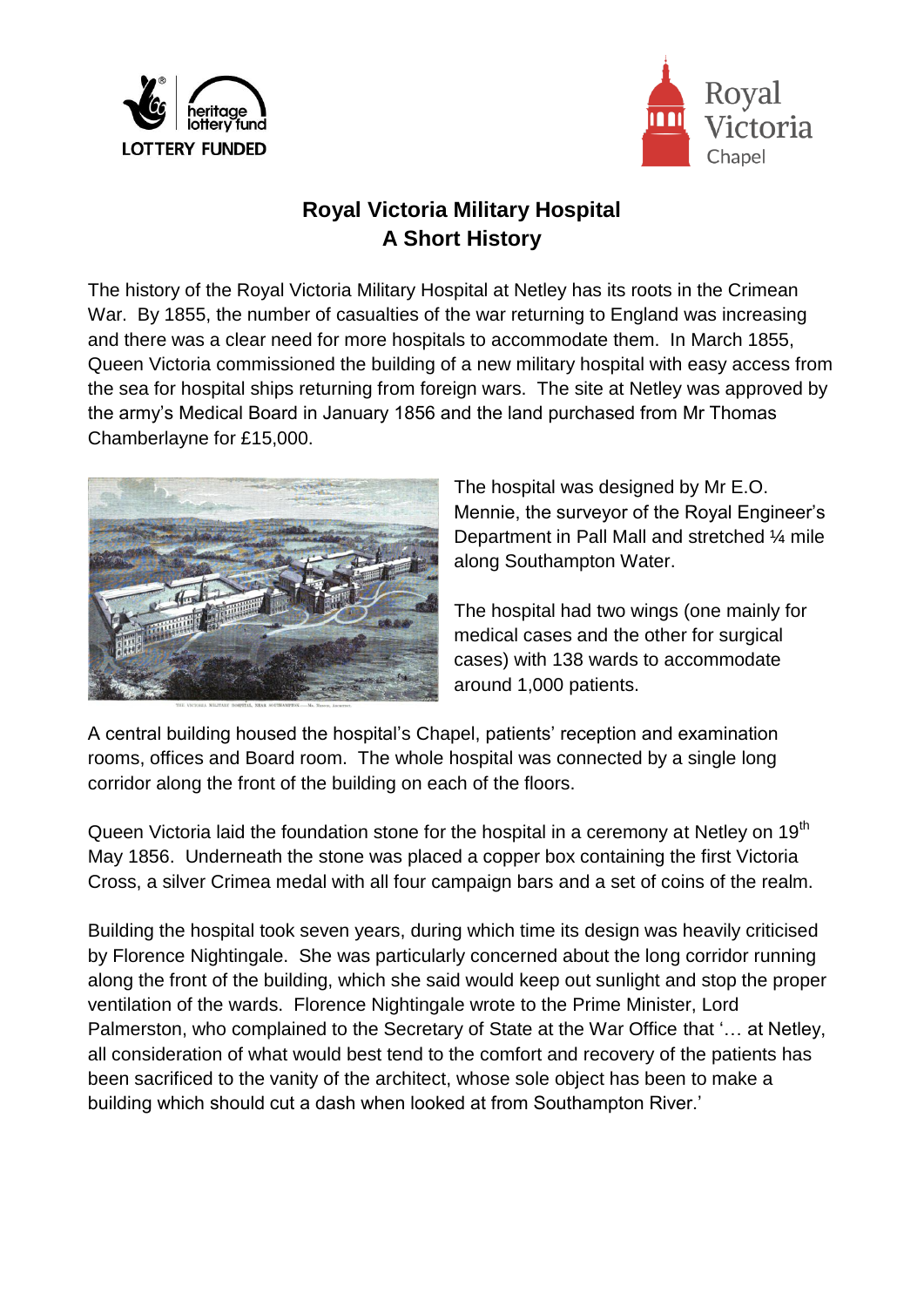# Royal Victoria Military Hospital
## A Short History

The history of the Royal Victoria Military Hospital at Netley has its roots in the Crimean War. By 1855, the number of casualties of the war returning to England was increasing and there was a clear need for more hospitals to accommodate them. In March 1855, Queen Victoria commissioned the building of a new military hospital with easy access from the sea for hospital ships returning from foreign wars. The site at Netley was approved by the army's Medical Board in January 1856 and the land purchased from Mr Thomas Chamberlayne for £15,000.

The hospital was designed by Mr E.O. Mennie, the surveyor of the Royal Engineer's Department in Pall Mall and stretched ¼ mile along Southampton Water.

The hospital had two wings (one mainly for medical cases and the other for surgical cases) with 138 wards to accommodate around 1,000 patients.

A central building housed the hospital's Chapel, patients' reception and examination rooms, offices and Board room. The whole hospital was connected by a single long corridor along the front of the building on each of the floors.

Queen Victoria laid the foundation stone for the hospital in a ceremony at Netley on 19th May 1856. Underneath the stone was placed a copper box containing the first Victoria Cross, a silver Crimea medal with all four campaign bars and a set of coins of the realm.

Building the hospital took seven years, during which time its design was heavily criticised by Florence Nightingale. She was particularly concerned about the long corridor running along the front of the building, which she said would keep out sunlight and stop the proper ventilation of the wards. Florence Nightingale wrote to the Prime Minister, Lord Palmerston, who complained to the Secretary of State at the War Office that '… at Netley, all consideration of what would best tend to the comfort and recovery of the patients has been sacrificed to the vanity of the architect, whose sole object has been to make a building which should cut a dash when looked at from Southampton River.'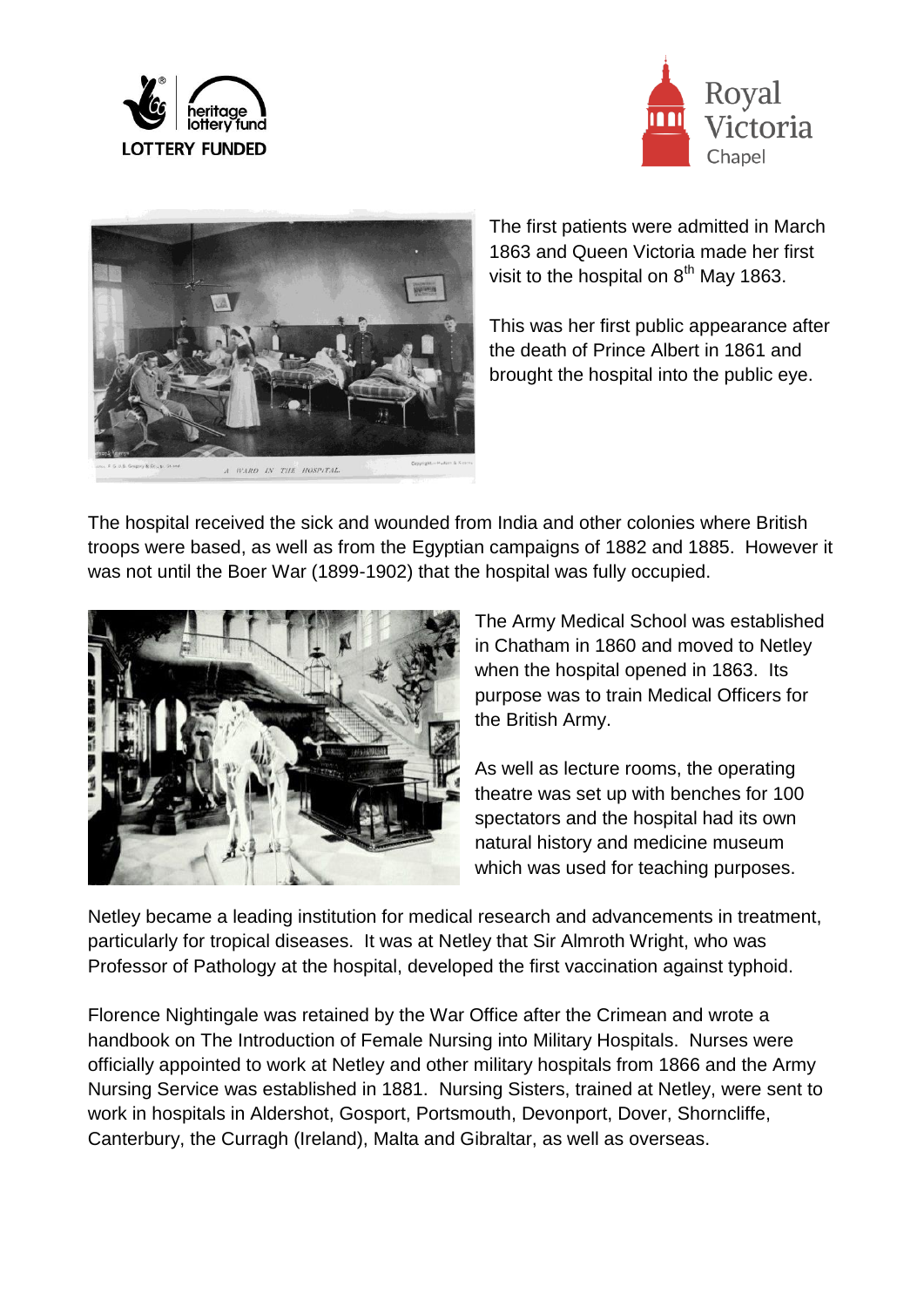The first patients were admitted in March 1863 and Queen Victoria made her first visit to the hospital on 8th May 1863.

This was her first public appearance after the death of Prince Albert in 1861 and brought the hospital into the public eye.

The hospital received the sick and wounded from India and other colonies where British troops were based, as well as from the Egyptian campaigns of 1882 and 1885. However it was not until the Boer War (1899-1902) that the hospital was fully occupied.

The Army Medical School was established in Chatham in 1860 and moved to Netley when the hospital opened in 1863. Its purpose was to train Medical Officers for the British Army.

As well as lecture rooms, the operating theatre was set up with benches for 100 spectators and the hospital had its own natural history and medicine museum which was used for teaching purposes.

Netley became a leading institution for medical research and advancements in treatment, particularly for tropical diseases. It was at Netley that Sir Almroth Wright, who was Professor of Pathology at the hospital, developed the first vaccination against typhoid.

Florence Nightingale was retained by the War Office after the Crimean and wrote a handbook on The Introduction of Female Nursing into Military Hospitals. Nurses were officially appointed to work at Netley and other military hospitals from 1866 and the Army Nursing Service was established in 1881. Nursing Sisters, trained at Netley, were sent to work in hospitals in Aldershot, Gosport, Portsmouth, Devonport, Dover, Shorncliffe, Canterbury, the Curragh (Ireland), Malta and Gibraltar, as well as overseas.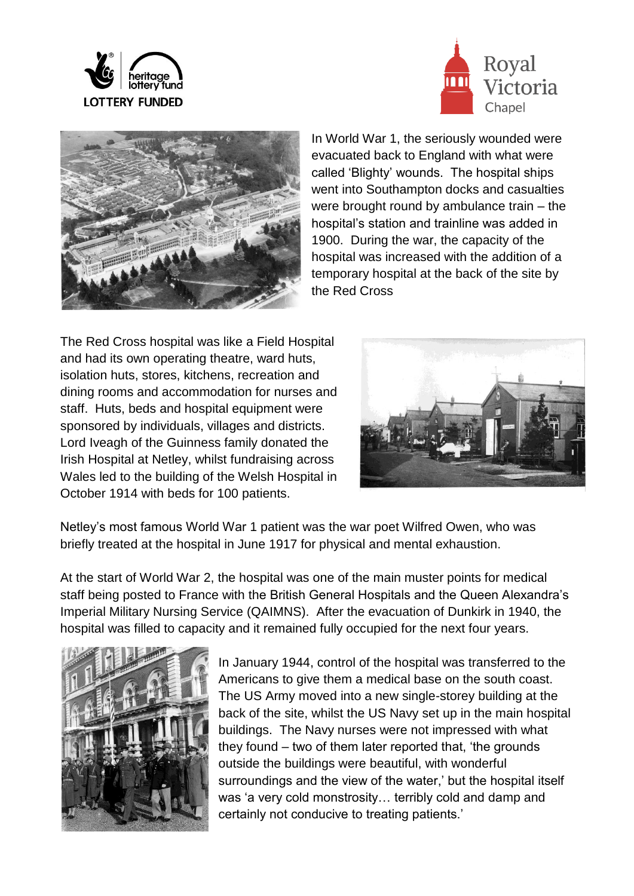In World War 1, the seriously wounded were evacuated back to England with what were called 'Blighty' wounds. The hospital ships went into Southampton docks and casualties were brought round by ambulance train – the hospital's station and trainline was added in 1900. During the war, the capacity of the hospital was increased with the addition of a temporary hospital at the back of the site by the Red Cross

The Red Cross hospital was like a Field Hospital and had its own operating theatre, ward huts, isolation huts, stores, kitchens, recreation and dining rooms and accommodation for nurses and staff. Huts, beds and hospital equipment were sponsored by individuals, villages and districts. Lord Iveagh of the Guinness family donated the Irish Hospital at Netley, whilst fundraising across Wales led to the building of the Welsh Hospital in October 1914 with beds for 100 patients.

Netley's most famous World War 1 patient was the war poet Wilfred Owen, who was briefly treated at the hospital in June 1917 for physical and mental exhaustion.

At the start of World War 2, the hospital was one of the main muster points for medical staff being posted to France with the British General Hospitals and the Queen Alexandra's Imperial Military Nursing Service (QAIMNS). After the evacuation of Dunkirk in 1940, the hospital was filled to capacity and it remained fully occupied for the next four years.

In January 1944, control of the hospital was transferred to the Americans to give them a medical base on the south coast. The US Army moved into a new single-storey building at the back of the site, whilst the US Navy set up in the main hospital buildings. The Navy nurses were not impressed with what they found – two of them later reported that, 'the grounds outside the buildings were beautiful, with wonderful surroundings and the view of the water,' but the hospital itself was 'a very cold monstrosity… terribly cold and damp and certainly not conducive to treating patients.'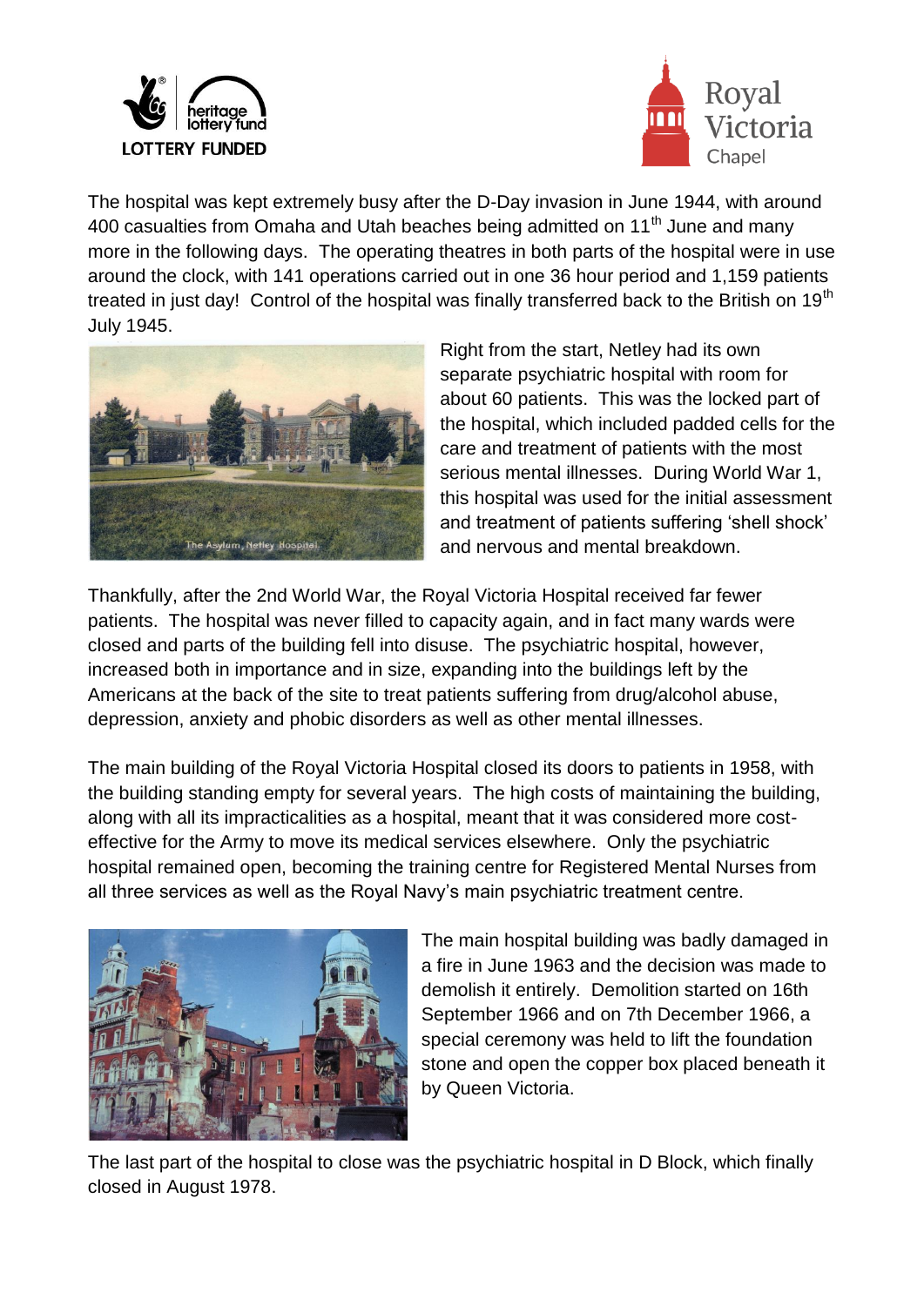The hospital was kept extremely busy after the D-Day invasion in June 1944, with around 400 casualties from Omaha and Utah beaches being admitted on 11th June and many more in the following days. The operating theatres in both parts of the hospital were in use around the clock, with 141 operations carried out in one 36 hour period and 1,159 patients treated in just day! Control of the hospital was finally transferred back to the British on 19th July 1945.

The Asylum, Netley Hospital

Right from the start, Netley had its own separate psychiatric hospital with room for about 60 patients. This was the locked part of the hospital, which included padded cells for the care and treatment of patients with the most serious mental illnesses. During World War 1, this hospital was used for the initial assessment and treatment of patients suffering 'shell shock' and nervous and mental breakdown.

Thankfully, after the 2nd World War, the Royal Victoria Hospital received far fewer patients. The hospital was never filled to capacity again, and in fact many wards were closed and parts of the building fell into disuse. The psychiatric hospital, however, increased both in importance and in size, expanding into the buildings left by the Americans at the back of the site to treat patients suffering from drug/alcohol abuse, depression, anxiety and phobic disorders as well as other mental illnesses.

The main building of the Royal Victoria Hospital closed its doors to patients in 1958, with the building standing empty for several years. The high costs of maintaining the building, along with all its impracticalities as a hospital, meant that it was considered more cost-effective for the Army to move its medical services elsewhere. Only the psychiatric hospital remained open, becoming the training centre for Registered Mental Nurses from all three services as well as the Royal Navy's main psychiatric treatment centre.

The main hospital building was badly damaged in a fire in June 1963 and the decision was made to demolish it entirely. Demolition started on 16th September 1966 and on 7th December 1966, a special ceremony was held to lift the foundation stone and open the copper box placed beneath it by Queen Victoria.

The last part of the hospital to close was the psychiatric hospital in D Block, which finally closed in August 1978.